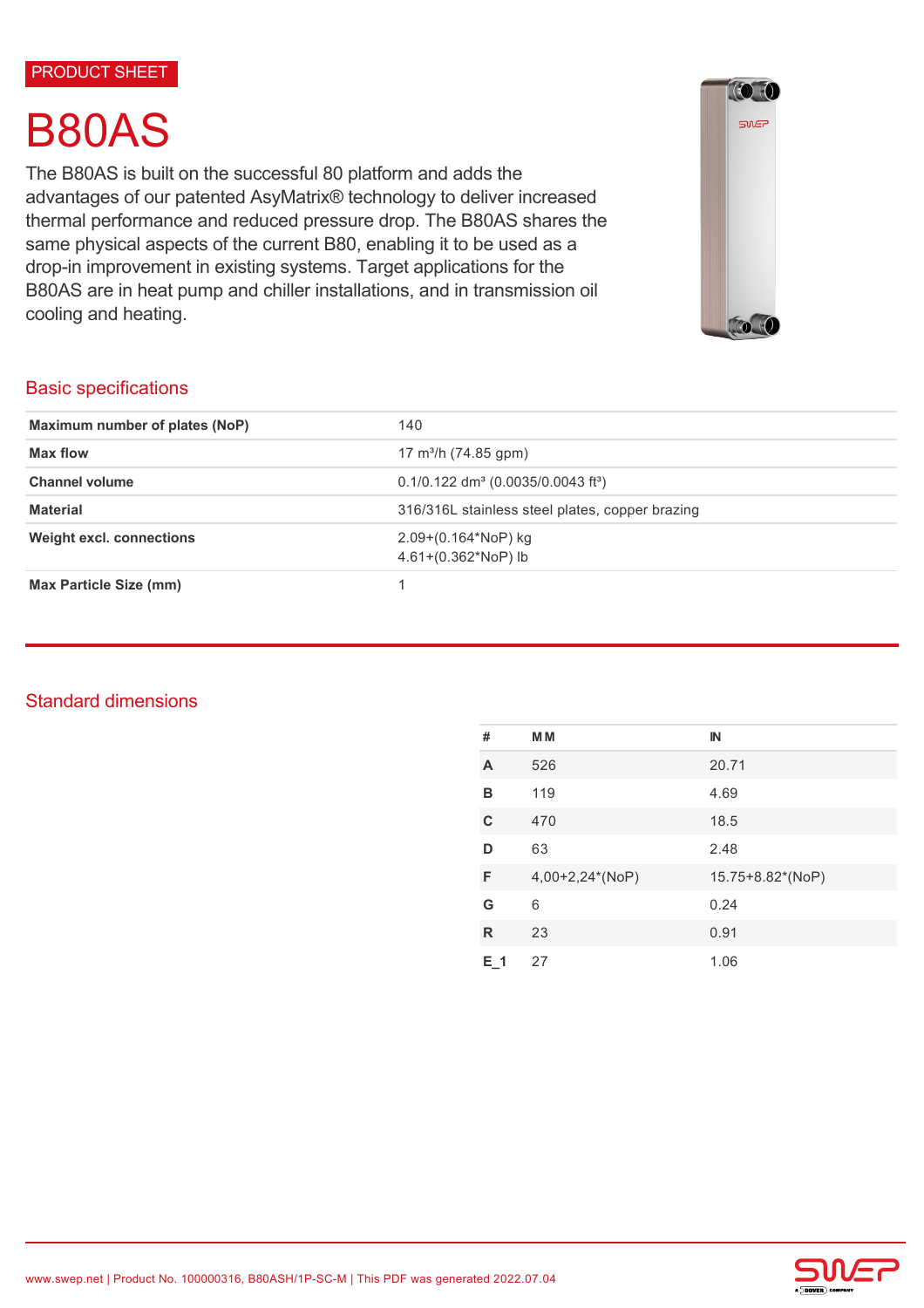PRODUCT SHEET

# B80AS

The B80AS is built on the successful 80 platform and adds the advantages of our patented AsyMatrix® technology to deliver increased thermal performance and reduced pressure drop. The B80AS shares the same physical aspects of the current B80, enabling it to be used as a drop-in improvement in existing systems. Target applications for the B80AS are in heat pump and chiller installations, and in transmission oil cooling and heating.

## Basic specifications

| | |
|---|---|
| **Maximum number of plates (NoP)** | 140 |
| **Max flow** | 17 m³/h (74.85 gpm) |
| **Channel volume** | 0.1/0.122 dm³ (0.0035/0.0043 ft³) |
| **Material** | 316/316L stainless steel plates, copper brazing |
| **Weight excl. connections** | 2.09+(0.164*NoP) kg<br>4.61+(0.362*NoP) lb |
| **Max Particle Size (mm)** | 1 |

## Standard dimensions

| # | MM | IN |
|---|---|---|
| **A** | 526 | 20.71 |
| **B** | 119 | 4.69 |
| **C** | 470 | 18.5 |
| **D** | 63 | 2.48 |
| **F** | 4,00+2,24*(NoP) | 15.75+8.82*(NoP) |
| **G** | 6 | 0.24 |
| **R** | 23 | 0.91 |
| **E_1** | 27 | 1.06 |

www.swep.net | Product No. 100000316, B80ASH/1P-SC-M | This PDF was generated 2022.07.04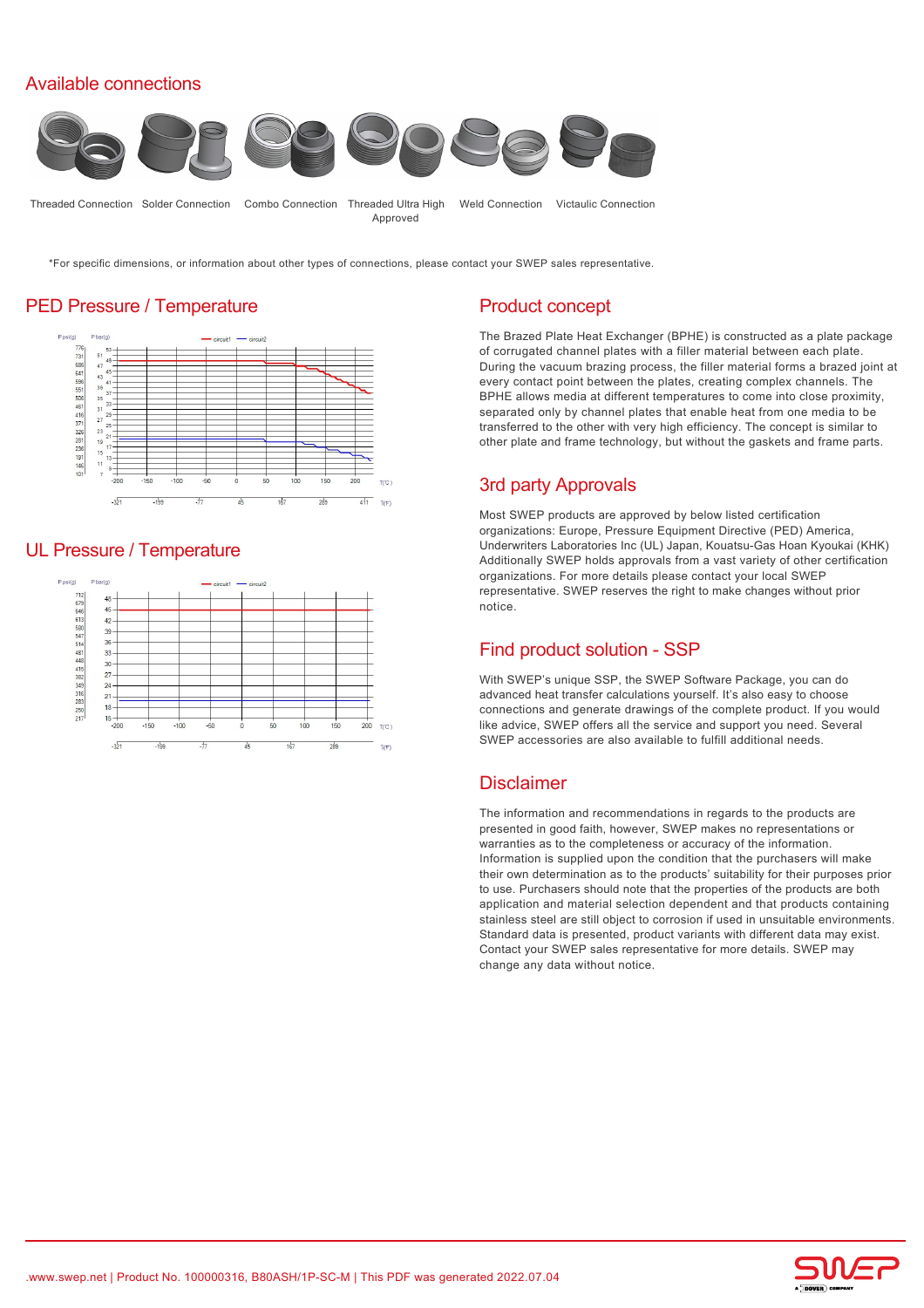## Available connections

Threaded Connection | Solder Connection | Combo Connection | Threaded Ultra High Approved | Weld Connection | Victaulic Connection

*For specific dimensions, or information about other types of connections, please contact your SWEP sales representative.

## PED Pressure / Temperature

P psi(g) P bar(g) — circuit1 — circuit2

776 731 686 641 596 551 506 461 416 371 326 281 236 191 146 101

53 51 49 47 45 43 41 39 37 35 33 31 29 27 25 23 21 19 17 15 13 11 9 7

-200 -150 -100 -50 0 50 100 150 200 T(°C)

-321 -199 -77 45 167 289 411 T(°F)

## UL Pressure / Temperature

P psi(g) P bar(g) — circuit1 — circuit2

712 679 646 613 580 547 514 481 448 415 382 349 316 283 250 217

48 45 42 39 36 33 30 27 24 21 18 15

-200 -150 -100 -50 0 50 100 150 200 T(°C)

-321 -199 -77 45 167 289 T(°F)

## Product concept

The Brazed Plate Heat Exchanger (BPHE) is constructed as a plate package of corrugated channel plates with a filler material between each plate. During the vacuum brazing process, the filler material forms a brazed joint at every contact point between the plates, creating complex channels. The BPHE allows media at different temperatures to come into close proximity, separated only by channel plates that enable heat from one media to be transferred to the other with very high efficiency. The concept is similar to other plate and frame technology, but without the gaskets and frame parts.

## 3rd party Approvals

Most SWEP products are approved by below listed certification organizations: Europe, Pressure Equipment Directive (PED) America, Underwriters Laboratories Inc (UL) Japan, Kouatsu-Gas Hoan Kyoukai (KHK) Additionally SWEP holds approvals from a vast variety of other certification organizations. For more details please contact your local SWEP representative. SWEP reserves the right to make changes without prior notice.

## Find product solution - SSP

With SWEP's unique SSP, the SWEP Software Package, you can do advanced heat transfer calculations yourself. It's also easy to choose connections and generate drawings of the complete product. If you would like advice, SWEP offers all the service and support you need. Several SWEP accessories are also available to fulfill additional needs.

## Disclaimer

The information and recommendations in regards to the products are presented in good faith, however, SWEP makes no representations or warranties as to the completeness or accuracy of the information. Information is supplied upon the condition that the purchasers will make their own determination as to the products' suitability for their purposes prior to use. Purchasers should note that the properties of the products are both application and material selection dependent and that products containing stainless steel are still object to corrosion if used in unsuitable environments. Standard data is presented, product variants with different data may exist. Contact your SWEP sales representative for more details. SWEP may change any data without notice.

.www.swep.net | Product No. 100000316, B80ASH/1P-SC-M | This PDF was generated 2022.07.04